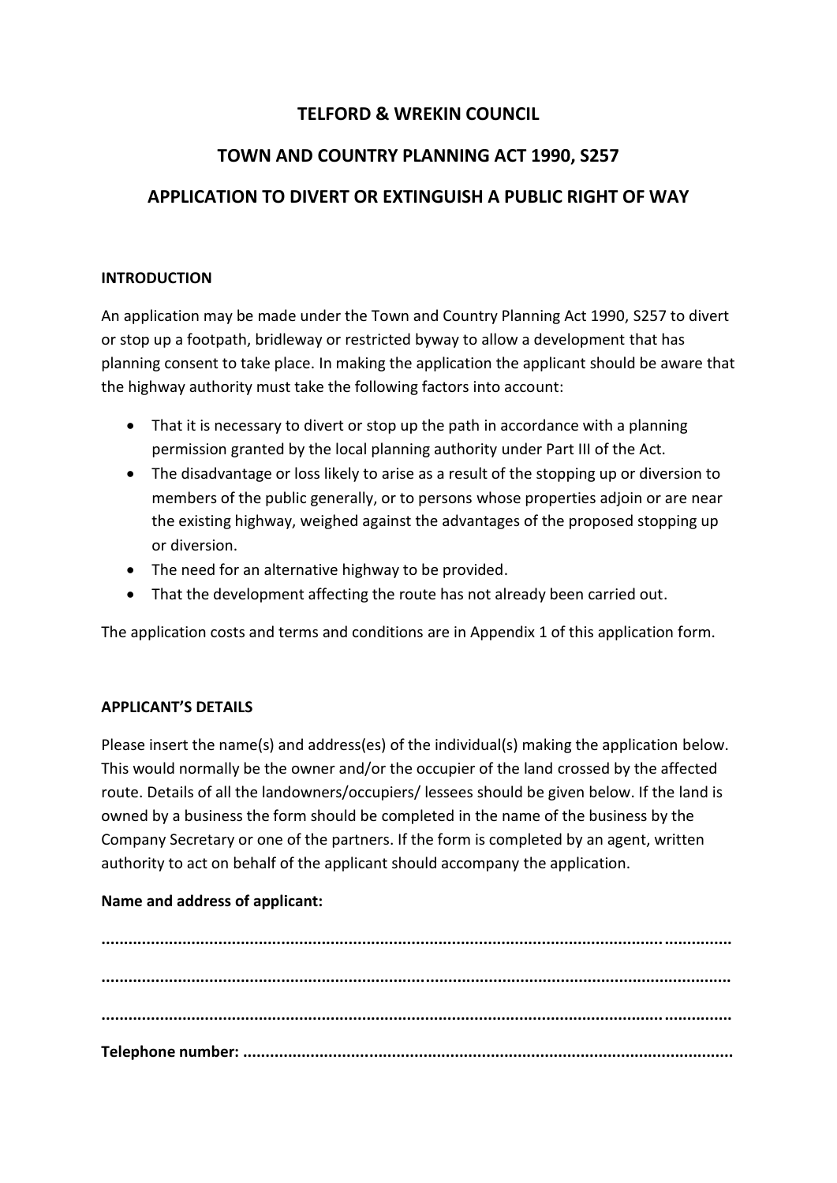# TELFORD & WREKIN COUNCIL

## TOWN AND COUNTRY PLANNING ACT 1990, S257

## APPLICATION TO DIVERT OR EXTINGUISH A PUBLIC RIGHT OF WAY

### INTRODUCTION

An application may be made under the Town and Country Planning Act 1990, S257 to divert or stop up a footpath, bridleway or restricted byway to allow a development that has planning consent to take place. In making the application the applicant should be aware that the highway authority must take the following factors into account:

- That it is necessary to divert or stop up the path in accordance with a planning permission granted by the local planning authority under Part III of the Act.
- The disadvantage or loss likely to arise as a result of the stopping up or diversion to members of the public generally, or to persons whose properties adjoin or are near the existing highway, weighed against the advantages of the proposed stopping up or diversion.
- The need for an alternative highway to be provided.
- That the development affecting the route has not already been carried out.

The application costs and terms and conditions are in Appendix 1 of this application form.

### APPLICANT'S DETAILS

Please insert the name(s) and address(es) of the individual(s) making the application below. This would normally be the owner and/or the occupier of the land crossed by the affected route. Details of all the landowners/occupiers/ lessees should be given below. If the land is owned by a business the form should be completed in the name of the business by the Company Secretary or one of the partners. If the form is completed by an agent, written authority to act on behalf of the applicant should accompany the application.

**Name and address of applicant:**

**..............................................................................................................................................**

**..............................................................................................................................................**

**..............................................................................................................................................**

**Telephone number: ...........................................................................................................**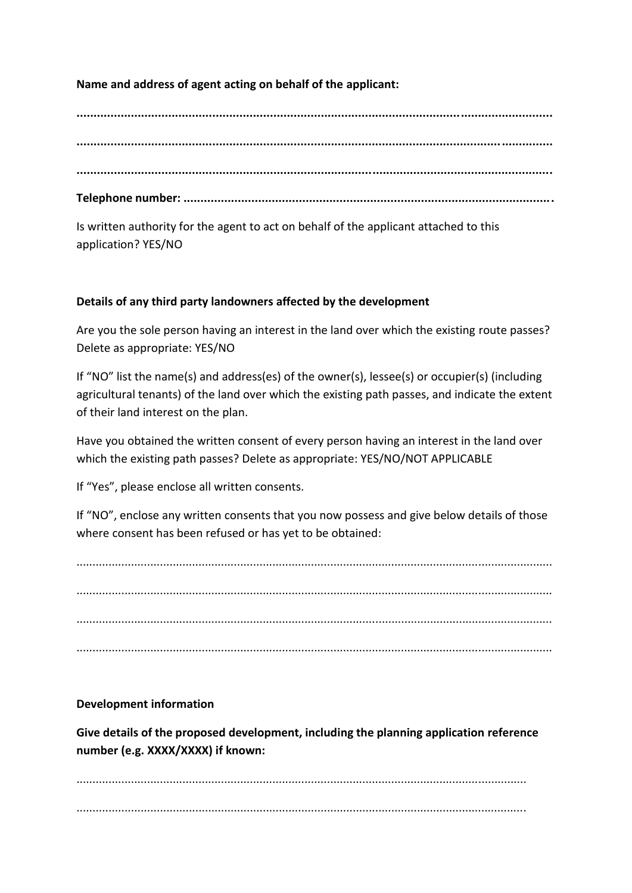**Name and address of agent acting on behalf of the applicant:**

**..........................................................................................................................................**

**..........................................................................................................................................**

**..........................................................................................................................................**

**Telephone number: ..........................................................................................................**

Is written authority for the agent to act on behalf of the applicant attached to this application? YES/NO

**Details of any third party landowners affected by the development**

Are you the sole person having an interest in the land over which the existing route passes? Delete as appropriate: YES/NO

If "NO" list the name(s) and address(es) of the owner(s), lessee(s) or occupier(s) (including agricultural tenants) of the land over which the existing path passes, and indicate the extent of their land interest on the plan.

Have you obtained the written consent of every person having an interest in the land over which the existing path passes? Delete as appropriate: YES/NO/NOT APPLICABLE

If "Yes", please enclose all written consents.

If "NO", enclose any written consents that you now possess and give below details of those where consent has been refused or has yet to be obtained:

..........................................................................................................................................

..........................................................................................................................................

..........................................................................................................................................

..........................................................................................................................................

**Development information**

**Give details of the proposed development, including the planning application reference number (e.g. XXXX/XXXX) if known:**

..........................................................................................................................................

..........................................................................................................................................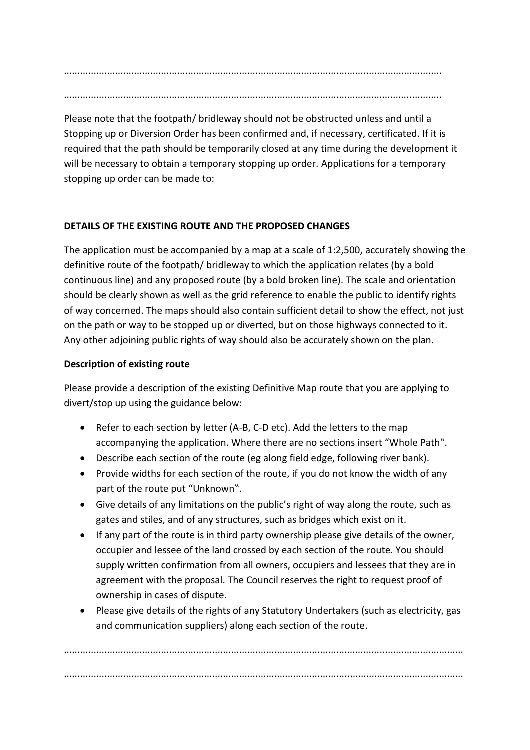………………………………………………………………………………………………………………………………

………………………………………………………………………………………………………………………………

Please note that the footpath/ bridleway should not be obstructed unless and until a Stopping up or Diversion Order has been confirmed and, if necessary, certificated. If it is required that the path should be temporarily closed at any time during the development it will be necessary to obtain a temporary stopping up order. Applications for a temporary stopping up order can be made to:

**DETAILS OF THE EXISTING ROUTE AND THE PROPOSED CHANGES**

The application must be accompanied by a map at a scale of 1:2,500, accurately showing the definitive route of the footpath/ bridleway to which the application relates (by a bold continuous line) and any proposed route (by a bold broken line). The scale and orientation should be clearly shown as well as the grid reference to enable the public to identify rights of way concerned. The maps should also contain sufficient detail to show the effect, not just on the path or way to be stopped up or diverted, but on those highways connected to it. Any other adjoining public rights of way should also be accurately shown on the plan.

**Description of existing route**

Please provide a description of the existing Definitive Map route that you are applying to divert/stop up using the guidance below:

- Refer to each section by letter (A-B, C-D etc). Add the letters to the map accompanying the application. Where there are no sections insert "Whole Path".
- Describe each section of the route (eg along field edge, following river bank).
- Provide widths for each section of the route, if you do not know the width of any part of the route put "Unknown".
- Give details of any limitations on the public's right of way along the route, such as gates and stiles, and of any structures, such as bridges which exist on it.
- If any part of the route is in third party ownership please give details of the owner, occupier and lessee of the land crossed by each section of the route. You should supply written confirmation from all owners, occupiers and lessees that they are in agreement with the proposal. The Council reserves the right to request proof of ownership in cases of dispute.
- Please give details of the rights of any Statutory Undertakers (such as electricity, gas and communication suppliers) along each section of the route.

………………………………………………………………………………………………………………………………

………………………………………………………………………………………………………………………………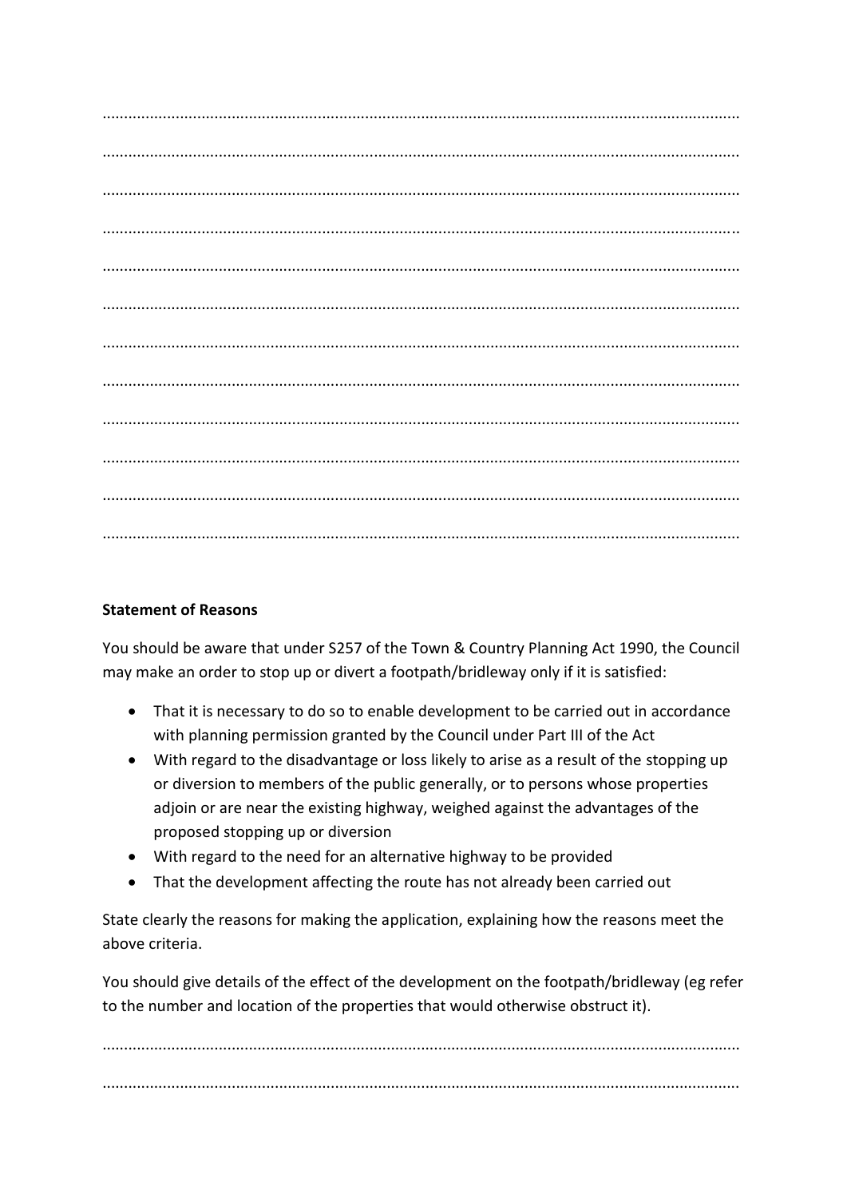………………………………………………………………………………………………………………………………………

………………………………………………………………………………………………………………………………………

………………………………………………………………………………………………………………………………………

………………………………………………………………………………………………………………………………………

………………………………………………………………………………………………………………………………………

………………………………………………………………………………………………………………………………………

………………………………………………………………………………………………………………………………………

………………………………………………………………………………………………………………………………………

………………………………………………………………………………………………………………………………………

………………………………………………………………………………………………………………………………………

………………………………………………………………………………………………………………………………………

………………………………………………………………………………………………………………………………………

**Statement of Reasons**

You should be aware that under S257 of the Town & Country Planning Act 1990, the Council may make an order to stop up or divert a footpath/bridleway only if it is satisfied:

- That it is necessary to do so to enable development to be carried out in accordance with planning permission granted by the Council under Part III of the Act
- With regard to the disadvantage or loss likely to arise as a result of the stopping up or diversion to members of the public generally, or to persons whose properties adjoin or are near the existing highway, weighed against the advantages of the proposed stopping up or diversion
- With regard to the need for an alternative highway to be provided
- That the development affecting the route has not already been carried out

State clearly the reasons for making the application, explaining how the reasons meet the above criteria.

You should give details of the effect of the development on the footpath/bridleway (eg refer to the number and location of the properties that would otherwise obstruct it).

………………………………………………………………………………………………………………………………………

………………………………………………………………………………………………………………………………………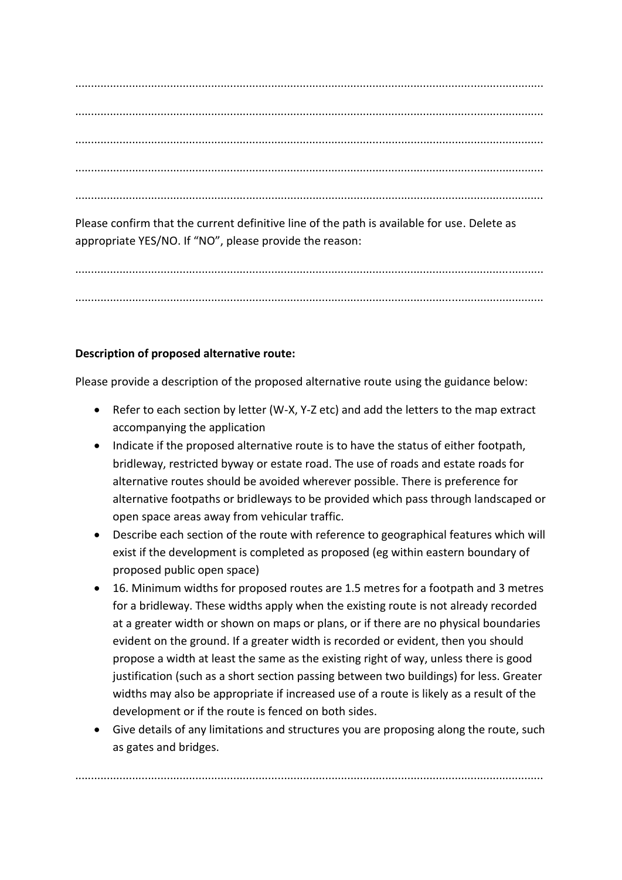………………………………………………………………………………………………………………………………………

………………………………………………………………………………………………………………………………………

………………………………………………………………………………………………………………………………………

………………………………………………………………………………………………………………………………………

………………………………………………………………………………………………………………………………………

Please confirm that the current definitive line of the path is available for use. Delete as appropriate YES/NO. If "NO", please provide the reason:

………………………………………………………………………………………………………………………………………

………………………………………………………………………………………………………………………………………

**Description of proposed alternative route:**

Please provide a description of the proposed alternative route using the guidance below:

- Refer to each section by letter (W-X, Y-Z etc) and add the letters to the map extract accompanying the application
- Indicate if the proposed alternative route is to have the status of either footpath, bridleway, restricted byway or estate road. The use of roads and estate roads for alternative routes should be avoided wherever possible. There is preference for alternative footpaths or bridleways to be provided which pass through landscaped or open space areas away from vehicular traffic.
- Describe each section of the route with reference to geographical features which will exist if the development is completed as proposed (eg within eastern boundary of proposed public open space)
- 16. Minimum widths for proposed routes are 1.5 metres for a footpath and 3 metres for a bridleway. These widths apply when the existing route is not already recorded at a greater width or shown on maps or plans, or if there are no physical boundaries evident on the ground. If a greater width is recorded or evident, then you should propose a width at least the same as the existing right of way, unless there is good justification (such as a short section passing between two buildings) for less. Greater widths may also be appropriate if increased use of a route is likely as a result of the development or if the route is fenced on both sides.
- Give details of any limitations and structures you are proposing along the route, such as gates and bridges.

………………………………………………………………………………………………………………………………………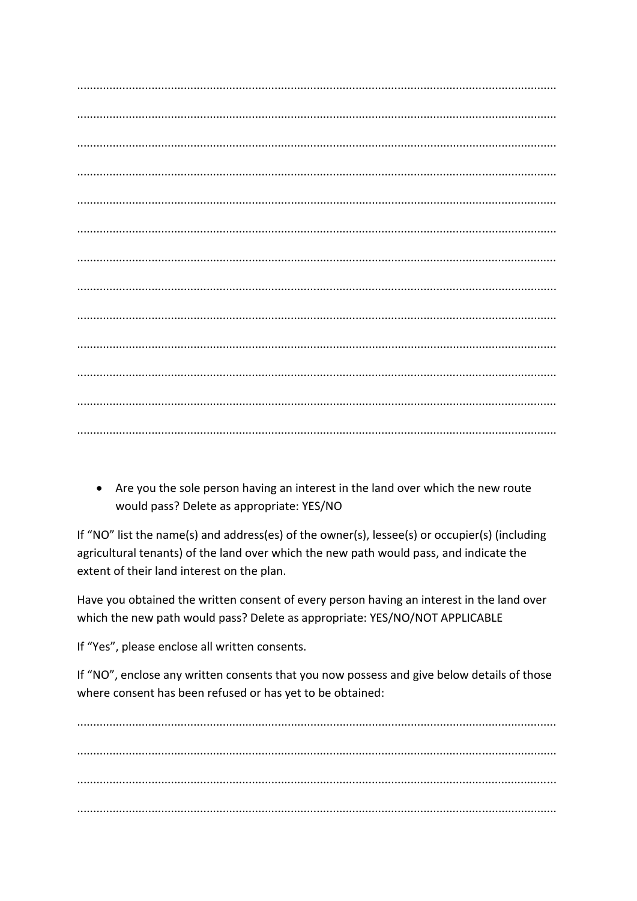.................................................................................................................................................

.................................................................................................................................................

.................................................................................................................................................

.................................................................................................................................................

.................................................................................................................................................

.................................................................................................................................................

.................................................................................................................................................

.................................................................................................................................................

.................................................................................................................................................

.................................................................................................................................................

.................................................................................................................................................

.................................................................................................................................................

.................................................................................................................................................

- Are you the sole person having an interest in the land over which the new route would pass? Delete as appropriate: YES/NO

If "NO" list the name(s) and address(es) of the owner(s), lessee(s) or occupier(s) (including agricultural tenants) of the land over which the new path would pass, and indicate the extent of their land interest on the plan.

Have you obtained the written consent of every person having an interest in the land over which the new path would pass? Delete as appropriate: YES/NO/NOT APPLICABLE

If "Yes", please enclose all written consents.

If "NO", enclose any written consents that you now possess and give below details of those where consent has been refused or has yet to be obtained:

.................................................................................................................................................

.................................................................................................................................................

.................................................................................................................................................

.................................................................................................................................................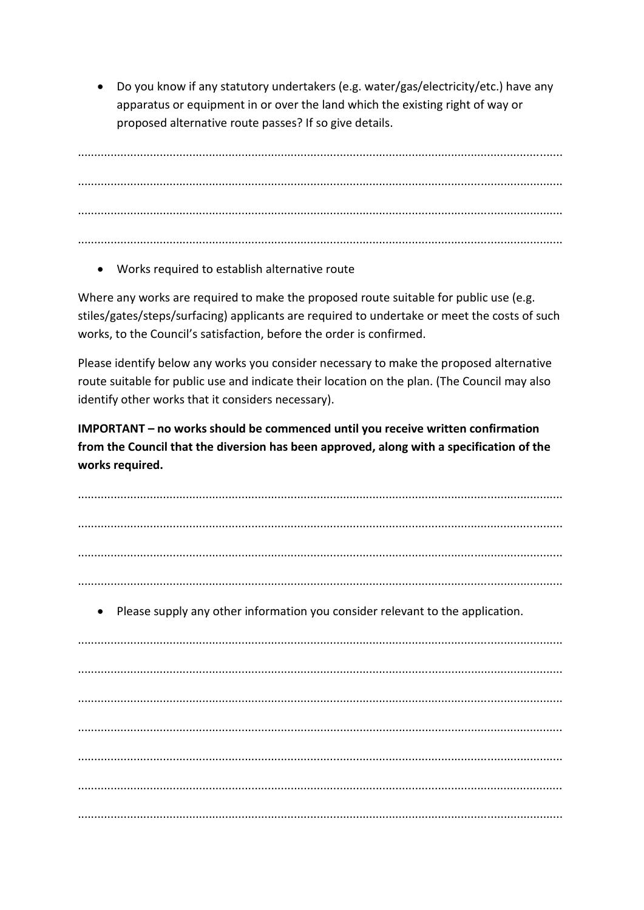- Do you know if any statutory undertakers (e.g. water/gas/electricity/etc.) have any apparatus or equipment in or over the land which the existing right of way or proposed alternative route passes? If so give details.

.................................................................................................................................................

.................................................................................................................................................

.................................................................................................................................................

.................................................................................................................................................

- Works required to establish alternative route

Where any works are required to make the proposed route suitable for public use (e.g. stiles/gates/steps/surfacing) applicants are required to undertake or meet the costs of such works, to the Council's satisfaction, before the order is confirmed.

Please identify below any works you consider necessary to make the proposed alternative route suitable for public use and indicate their location on the plan. (The Council may also identify other works that it considers necessary).

**IMPORTANT – no works should be commenced until you receive written confirmation from the Council that the diversion has been approved, along with a specification of the works required.**

.................................................................................................................................................

.................................................................................................................................................

.................................................................................................................................................

.................................................................................................................................................

- Please supply any other information you consider relevant to the application.

.................................................................................................................................................

.................................................................................................................................................

.................................................................................................................................................

.................................................................................................................................................

.................................................................................................................................................

.................................................................................................................................................

.................................................................................................................................................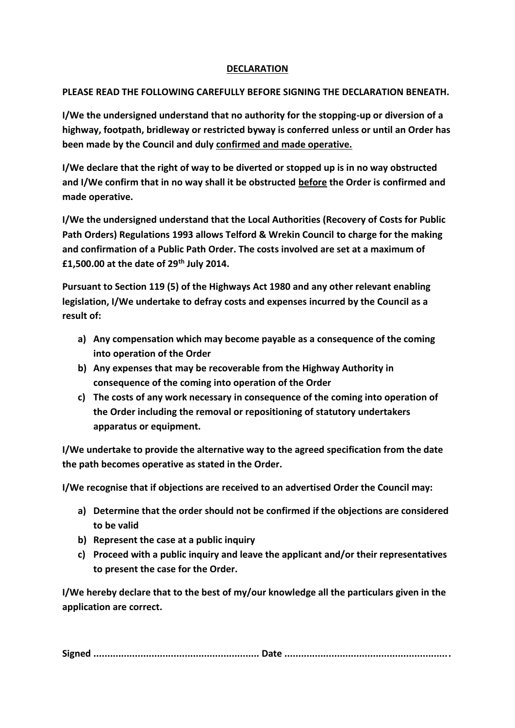## DECLARATION

**PLEASE READ THE FOLLOWING CAREFULLY BEFORE SIGNING THE DECLARATION BENEATH.**

**I/We the undersigned understand that no authority for the stopping-up or diversion of a highway, footpath, bridleway or restricted byway is conferred unless or until an Order has been made by the Council and duly confirmed and made operative.**

**I/We declare that the right of way to be diverted or stopped up is in no way obstructed and I/We confirm that in no way shall it be obstructed before the Order is confirmed and made operative.**

**I/We the undersigned understand that the Local Authorities (Recovery of Costs for Public Path Orders) Regulations 1993 allows Telford & Wrekin Council to charge for the making and confirmation of a Public Path Order. The costs involved are set at a maximum of £1,500.00 at the date of 29th July 2014.**

**Pursuant to Section 119 (5) of the Highways Act 1980 and any other relevant enabling legislation, I/We undertake to defray costs and expenses incurred by the Council as a result of:**

- **a) Any compensation which may become payable as a consequence of the coming into operation of the Order**
- **b) Any expenses that may be recoverable from the Highway Authority in consequence of the coming into operation of the Order**
- **c) The costs of any work necessary in consequence of the coming into operation of the Order including the removal or repositioning of statutory undertakers apparatus or equipment.**

**I/We undertake to provide the alternative way to the agreed specification from the date the path becomes operative as stated in the Order.**

**I/We recognise that if objections are received to an advertised Order the Council may:**

- **a) Determine that the order should not be confirmed if the objections are considered to be valid**
- **b) Represent the case at a public inquiry**
- **c) Proceed with a public inquiry and leave the applicant and/or their representatives to present the case for the Order.**

**I/We hereby declare that to the best of my/our knowledge all the particulars given in the application are correct.**

**Signed .......................................................... Date ..........................................................**